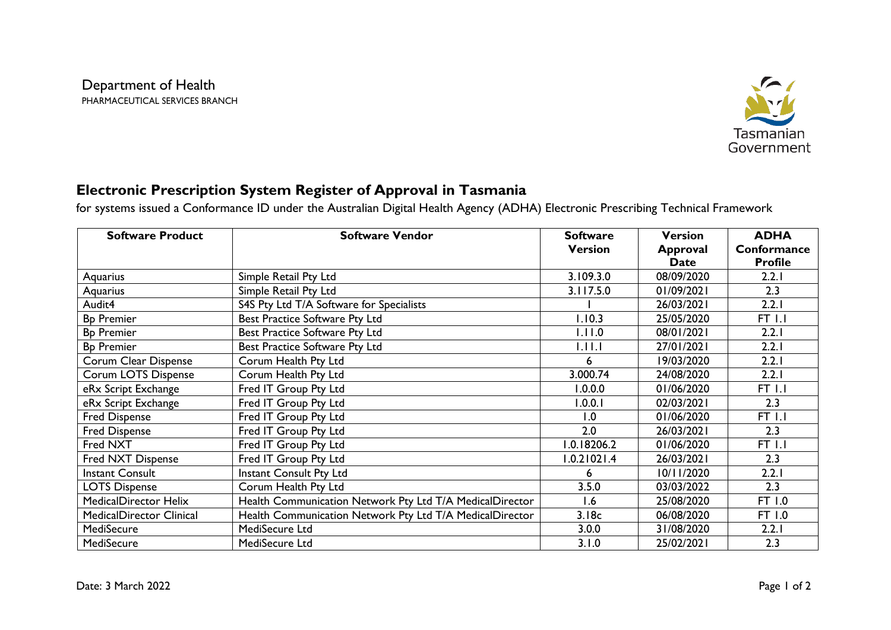Department of Health
PHARMACEUTICAL SERVICES BRANCH

Tasmanian Government

# Electronic Prescription System Register of Approval in Tasmania

for systems issued a Conformance ID under the Australian Digital Health Agency (ADHA) Electronic Prescribing Technical Framework

| Software Product | Software Vendor | Software Version | Version Approval Date | ADHA Conformance Profile |
|---|---|---|---|---|
| Aquarius | Simple Retail Pty Ltd | 3.109.3.0 | 08/09/2020 | 2.2.1 |
| Aquarius | Simple Retail Pty Ltd | 3.117.5.0 | 01/09/2021 | 2.3 |
| Audit4 | S4S Pty Ltd T/A Software for Specialists | 1 | 26/03/2021 | 2.2.1 |
| Bp Premier | Best Practice Software Pty Ltd | 1.10.3 | 25/05/2020 | FT 1.1 |
| Bp Premier | Best Practice Software Pty Ltd | 1.11.0 | 08/01/2021 | 2.2.1 |
| Bp Premier | Best Practice Software Pty Ltd | 1.11.1 | 27/01/2021 | 2.2.1 |
| Corum Clear Dispense | Corum Health Pty Ltd | 6 | 19/03/2020 | 2.2.1 |
| Corum LOTS Dispense | Corum Health Pty Ltd | 3.000.74 | 24/08/2020 | 2.2.1 |
| eRx Script Exchange | Fred IT Group Pty Ltd | 1.0.0.0 | 01/06/2020 | FT 1.1 |
| eRx Script Exchange | Fred IT Group Pty Ltd | 1.0.0.1 | 02/03/2021 | 2.3 |
| Fred Dispense | Fred IT Group Pty Ltd | 1.0 | 01/06/2020 | FT 1.1 |
| Fred Dispense | Fred IT Group Pty Ltd | 2.0 | 26/03/2021 | 2.3 |
| Fred NXT | Fred IT Group Pty Ltd | 1.0.18206.2 | 01/06/2020 | FT 1.1 |
| Fred NXT Dispense | Fred IT Group Pty Ltd | 1.0.21021.4 | 26/03/2021 | 2.3 |
| Instant Consult | Instant Consult Pty Ltd | 6 | 10/11/2020 | 2.2.1 |
| LOTS Dispense | Corum Health Pty Ltd | 3.5.0 | 03/03/2022 | 2.3 |
| MedicalDirector Helix | Health Communication Network Pty Ltd T/A MedicalDirector | 1.6 | 25/08/2020 | FT 1.0 |
| MedicalDirector Clinical | Health Communication Network Pty Ltd T/A MedicalDirector | 3.18c | 06/08/2020 | FT 1.0 |
| MediSecure | MediSecure Ltd | 3.0.0 | 31/08/2020 | 2.2.1 |
| MediSecure | MediSecure Ltd | 3.1.0 | 25/02/2021 | 2.3 |

Date: 3 March 2022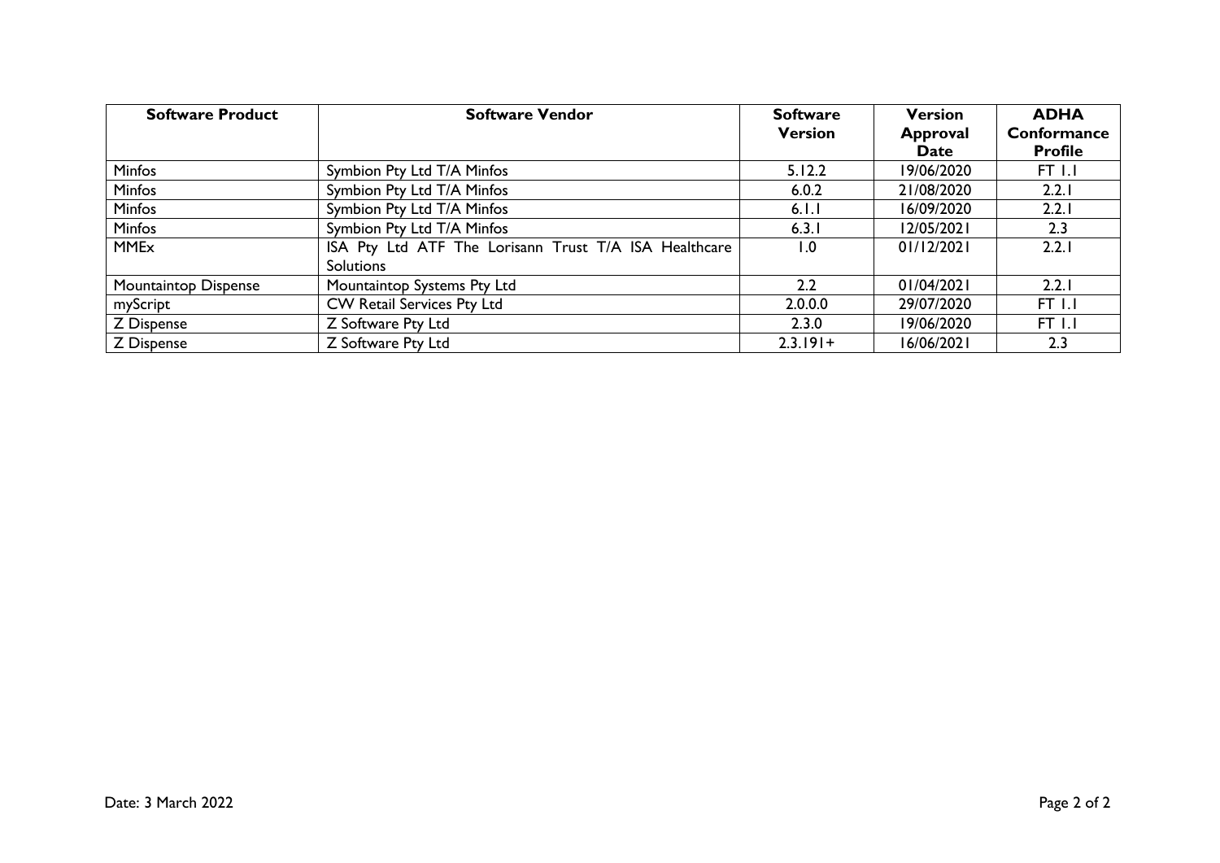| Software Product | Software Vendor | Software Version | Version Approval Date | ADHA Conformance Profile |
|---|---|---|---|---|
| Minfos | Symbion Pty Ltd T/A Minfos | 5.12.2 | 19/06/2020 | FT 1.1 |
| Minfos | Symbion Pty Ltd T/A Minfos | 6.0.2 | 21/08/2020 | 2.2.1 |
| Minfos | Symbion Pty Ltd T/A Minfos | 6.1.1 | 16/09/2020 | 2.2.1 |
| Minfos | Symbion Pty Ltd T/A Minfos | 6.3.1 | 12/05/2021 | 2.3 |
| MMEx | ISA Pty Ltd ATF The Lorisann Trust T/A ISA Healthcare Solutions | 1.0 | 01/12/2021 | 2.2.1 |
| Mountaintop Dispense | Mountaintop Systems Pty Ltd | 2.2 | 01/04/2021 | 2.2.1 |
| myScript | CW Retail Services Pty Ltd | 2.0.0.0 | 29/07/2020 | FT 1.1 |
| Z Dispense | Z Software Pty Ltd | 2.3.0 | 19/06/2020 | FT 1.1 |
| Z Dispense | Z Software Pty Ltd | 2.3.191+ | 16/06/2021 | 2.3 |

Date: 3 March 2022